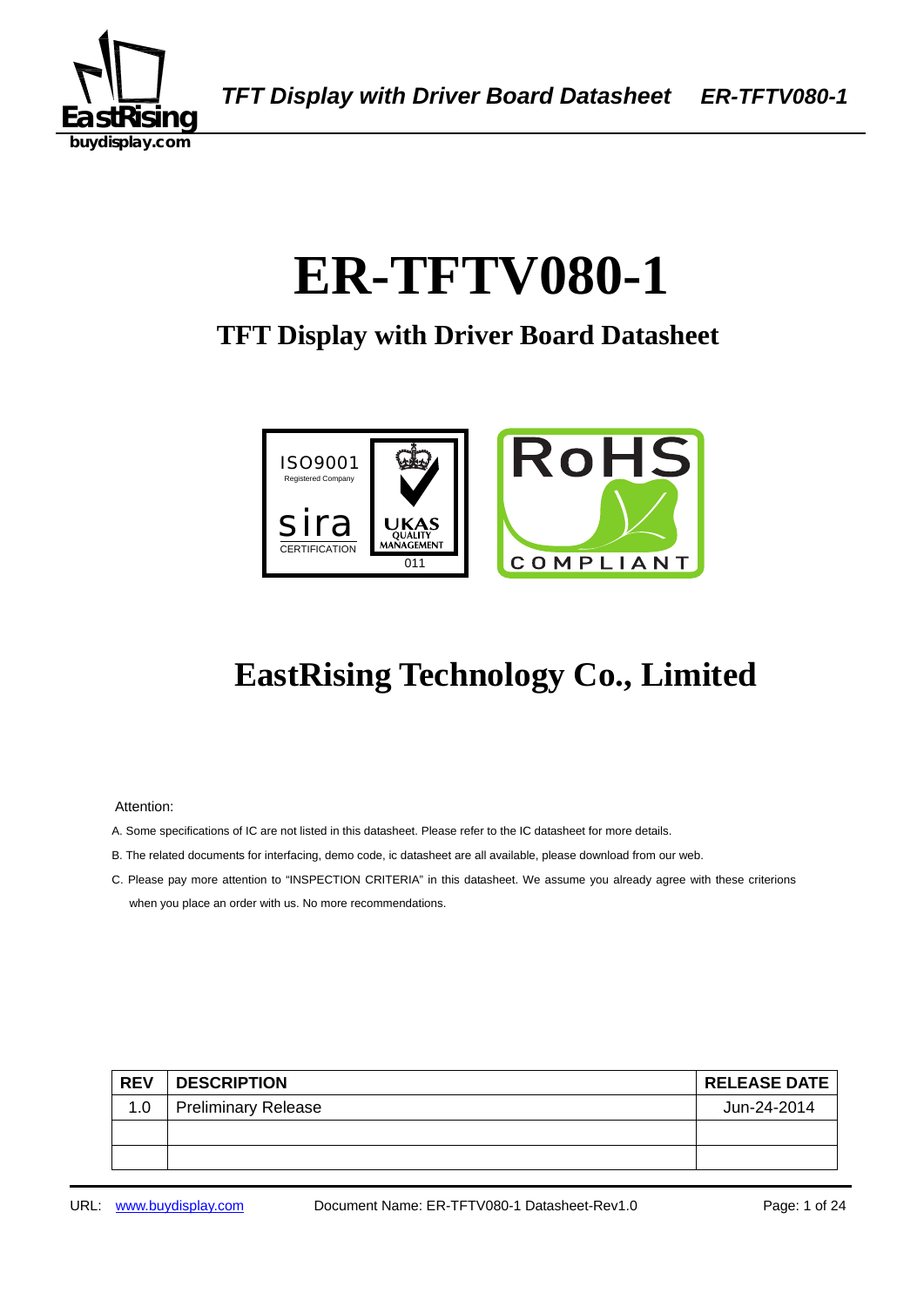# ER-TFTV080-1

## TFT Display with Driver Board Datasheet

## EastRising Technology Co., Limited

Attention:

A. Some specifications of IC are not listed in this datasheet. Please refer to the IC datasheet for more details.

B. The related documents for interfacing, demo code, ic datasheet are all available, please download from our web.

C. Please pay more attention to "INSPECTION CRITERIA" in this datasheet. We assume you already agree with these criterions when you place an order with us. No more recommendations.

| REV | DESCRIPTION | RELEASE DATE |
|---|---|---|
| 1.0 | Preliminary Release | Jun-24-2014 |
| | | |
| | | |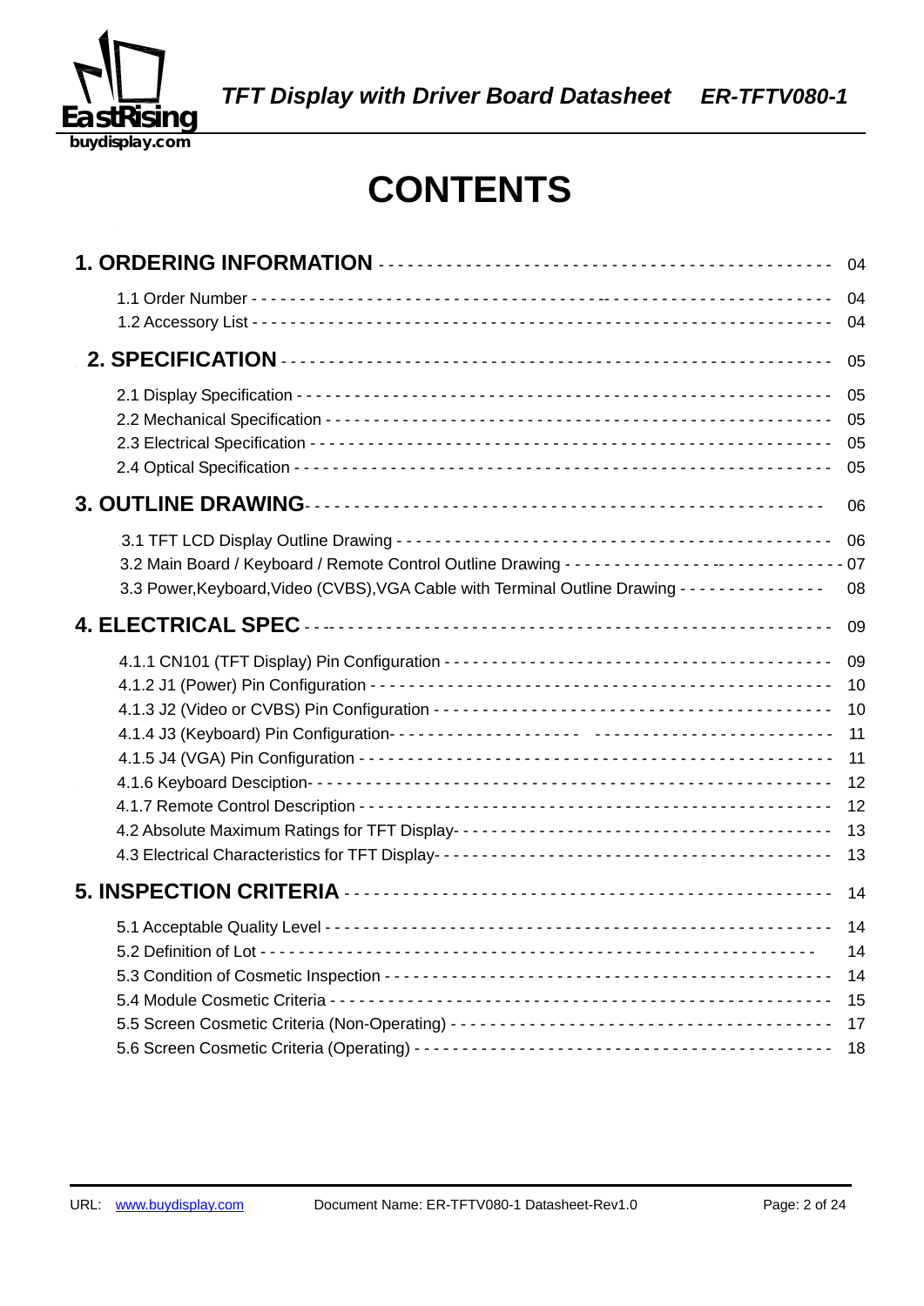# CONTENTS

**1. ORDERING INFORMATION** ---------------------------------------------- 04

1.1 Order Number ---------------------------------------------------------- 04
1.2 Accessory List --------------------------------------------------------- 04

**2. SPECIFICATION** ------------------------------------------------------- 05

2.1 Display Specification -------------------------------------------------- 05
2.2 Mechanical Specification ----------------------------------------------- 05
2.3 Electrical Specification ----------------------------------------------- 05
2.4 Optical Specification -------------------------------------------------- 05

**3. OUTLINE DRAWING** ----------------------------------------------------- 06

3.1 TFT LCD Display Outline Drawing ---------------------------------------- 06
3.2 Main Board / Keyboard / Remote Control Outline Drawing ----------------- 07
3.3 Power,Keyboard,Video (CVBS),VGA Cable with Terminal Outline Drawing ---- 08

**4. ELECTRICAL SPEC** ----------------------------------------------------- 09

4.1.1 CN101 (TFT Display) Pin Configuration -------------------------------- 09
4.1.2 J1 (Power) Pin Configuration ----------------------------------------- 10
4.1.3 J2 (Video or CVBS) Pin Configuration --------------------------------- 10
4.1.4 J3 (Keyboard) Pin Configuration -------------------------------------- 11
4.1.5 J4 (VGA) Pin Configuration ------------------------------------------- 11
4.1.6 Keyboard Desciption -------------------------------------------------- 12
4.1.7 Remote Control Description ------------------------------------------- 12
4.2 Absolute Maximum Ratings for TFT Display ------------------------------ 13
4.3 Electrical Characteristics for TFT Display ----------------------------- 13

**5. INSPECTION CRITERIA** -------------------------------------------------- 14

5.1 Acceptable Quality Level ----------------------------------------------- 14
5.2 Definition of Lot ------------------------------------------------------ 14
5.3 Condition of Cosmetic Inspection --------------------------------------- 14
5.4 Module Cosmetic Criteria ----------------------------------------------- 15
5.5 Screen Cosmetic Criteria (Non-Operating) ------------------------------ 17
5.6 Screen Cosmetic Criteria (Operating) ---------------------------------- 18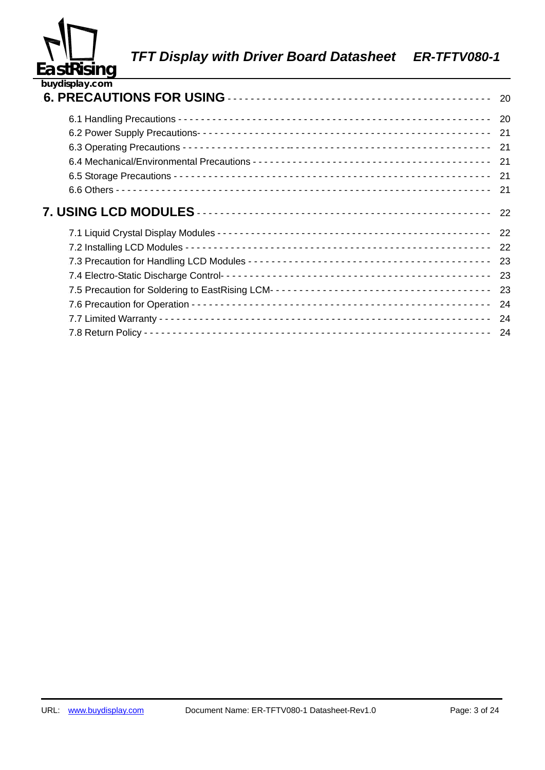**6. PRECAUTIONS FOR USING** ---------------------------------------- 20

6.1 Handling Precautions ---------------------------------------- 20
6.2 Power Supply Precautions- ---------------------------------------- 21
6.3 Operating Precautions ---------------------------------------- 21
6.4 Mechanical/Environmental Precautions ---------------------------------------- 21
6.5 Storage Precautions ---------------------------------------- 21
6.6 Others ---------------------------------------- 21

**7. USING LCD MODULES** ---------------------------------------- 22

7.1 Liquid Crystal Display Modules ---------------------------------------- 22
7.2 Installing LCD Modules ---------------------------------------- 22
7.3 Precaution for Handling LCD Modules ---------------------------------------- 23
7.4 Electro-Static Discharge Control- ---------------------------------------- 23
7.5 Precaution for Soldering to EastRising LCM- ---------------------------------------- 23
7.6 Precaution for Operation ---------------------------------------- 24
7.7 Limited Warranty ---------------------------------------- 24
7.8 Return Policy ---------------------------------------- 24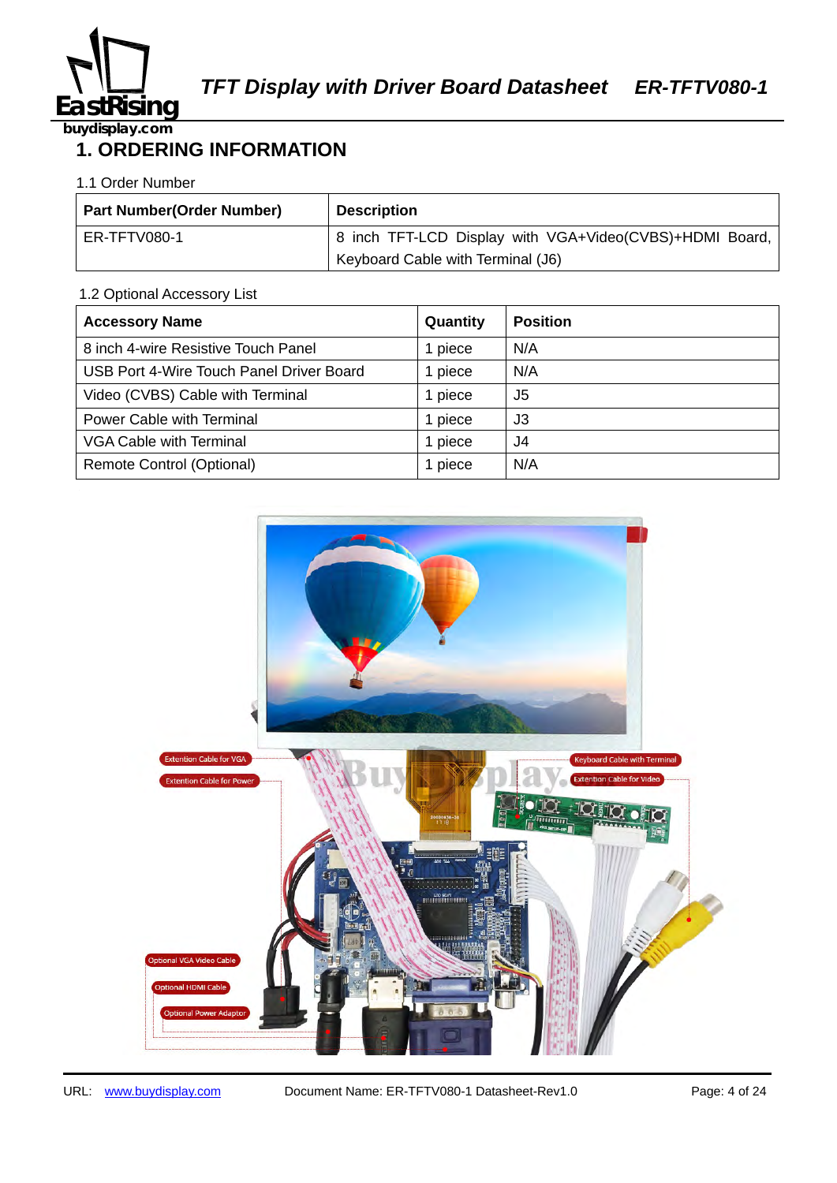# 1. ORDERING INFORMATION

1.1 Order Number

| Part Number(Order Number) | Description |
|---|---|
| ER-TFTV080-1 | 8 inch TFT-LCD Display with VGA+Video(CVBS)+HDMI Board, Keyboard Cable with Terminal (J6) |

1.2 Optional Accessory List

| Accessory Name | Quantity | Position |
|---|---|---|
| 8 inch 4-wire Resistive Touch Panel | 1 piece | N/A |
| USB Port 4-Wire Touch Panel Driver Board | 1 piece | N/A |
| Video (CVBS) Cable with Terminal | 1 piece | J5 |
| Power Cable with Terminal | 1 piece | J3 |
| VGA Cable with Terminal | 1 piece | J4 |
| Remote Control (Optional) | 1 piece | N/A |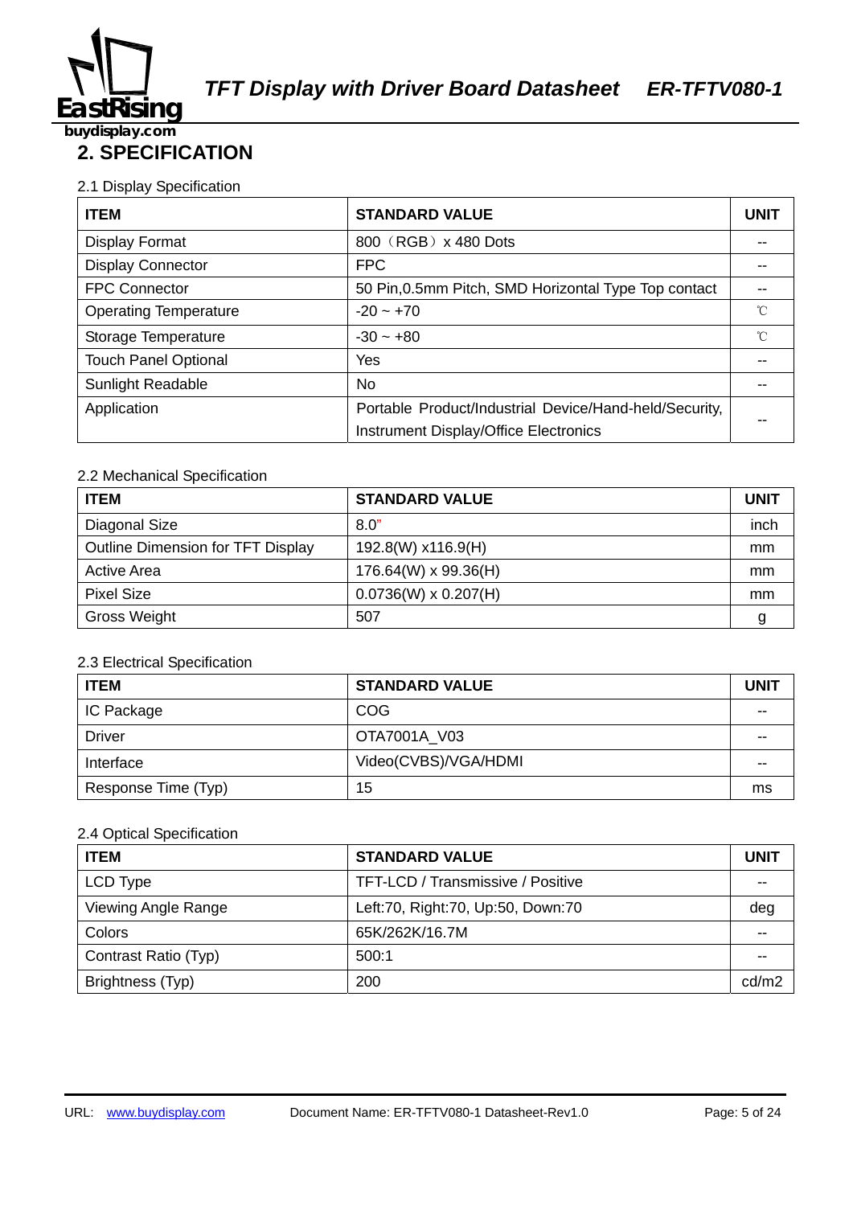## 2. SPECIFICATION

### 2.1 Display Specification

| ITEM | STANDARD VALUE | UNIT |
|---|---|---|
| Display Format | 800（RGB）x 480 Dots | -- |
| Display Connector | FPC | -- |
| FPC Connector | 50 Pin,0.5mm Pitch, SMD Horizontal Type Top contact | -- |
| Operating Temperature | -20 ~ +70 | ℃ |
| Storage Temperature | -30 ~ +80 | ℃ |
| Touch Panel Optional | Yes | -- |
| Sunlight Readable | No | -- |
| Application | Portable Product/Industrial Device/Hand-held/Security, Instrument Display/Office Electronics | -- |

### 2.2 Mechanical Specification

| ITEM | STANDARD VALUE | UNIT |
|---|---|---|
| Diagonal Size | 8.0" | inch |
| Outline Dimension for TFT Display | 192.8(W) x116.9(H) | mm |
| Active Area | 176.64(W) x 99.36(H) | mm |
| Pixel Size | 0.0736(W) x 0.207(H) | mm |
| Gross Weight | 507 | g |

### 2.3 Electrical Specification

| ITEM | STANDARD VALUE | UNIT |
|---|---|---|
| IC Package | COG | -- |
| Driver | OTA7001A_V03 | -- |
| Interface | Video(CVBS)/VGA/HDMI | -- |
| Response Time (Typ) | 15 | ms |

### 2.4 Optical Specification

| ITEM | STANDARD VALUE | UNIT |
|---|---|---|
| LCD Type | TFT-LCD / Transmissive / Positive | -- |
| Viewing Angle Range | Left:70, Right:70, Up:50, Down:70 | deg |
| Colors | 65K/262K/16.7M | -- |
| Contrast Ratio (Typ) | 500:1 | -- |
| Brightness (Typ) | 200 | cd/m2 |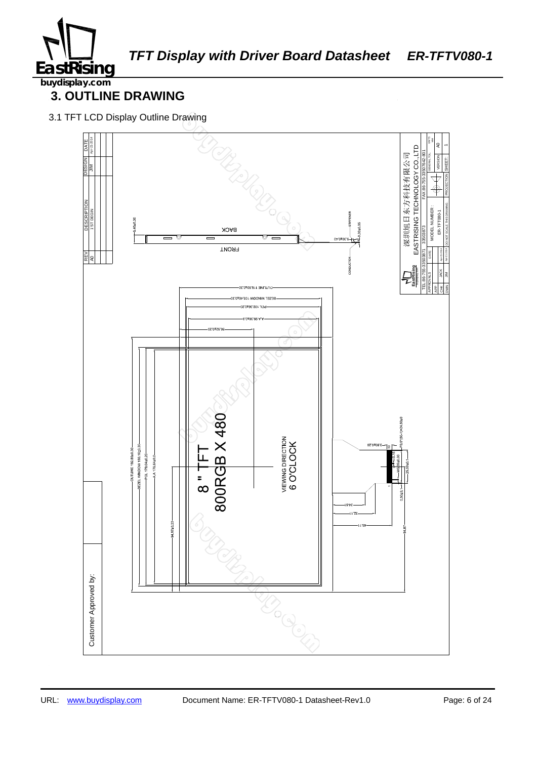## 3. OUTLINE DRAWING

3.1 TFT LCD Display Outline Drawing

| REV | DESCRIPTION | DESIGN | DATE |
|---|---|---|---|
| A0 | 1ST DESIGN | JIM | |

BACK

FRONT

STIFFENER

CONDUCTER

5.40±0.30

0.30±0.05

5.00±0.45

OUTLINE 118.50±0.30

BEZEL WINDOW 103.40±0.30

POL 102.36±0.20

A.A 98.36±0.0

56.52±0.20

OUTLINE 192.80±0.30

BEZEL WINDOW 180.10±0.30

POL 178.04±0.20

A.A 176.64±0.0

94.97±0.20

8 " TFT
800RGB X 480

VIEWING DIRECTION
6 O'CLOCK

3.00±0.30

0.5*(50-1)=24.50±0

0.15

W0.35±0.03

25.50±0.1

0.50±0.1

24.61

32.11

45.11

94.87

深圳旭日东方科技有限公司
EASTRISING TECHNOLOGY CO.,LTD

TEL:86-755-33503871 33503873 FAX:86-755-33507642-801

| APPROVALS | DATE | MODEL NUMBER: | |
|---|---|---|---|
| APP | | ER-TFT080-1 | |
| CHK | JACK | | VERSION A0 |
| DWN | JIM | DO NOT SCALE THIS DRAWING | PROJECTION | SHEET: 1 |

Customer Approved by: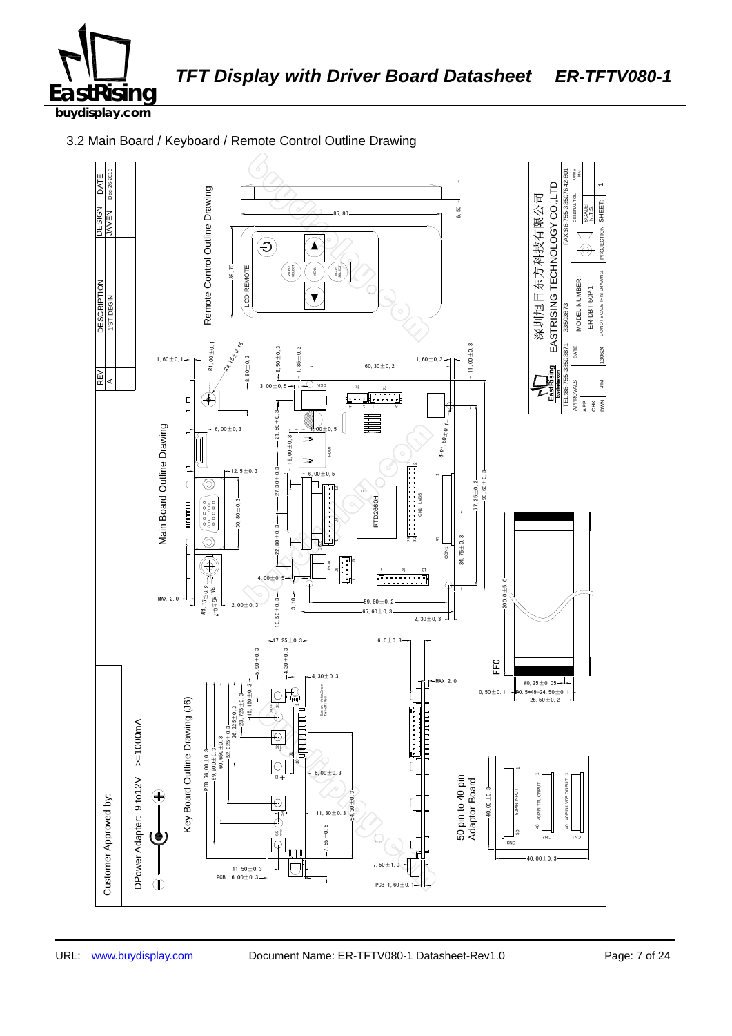### 3.2 Main Board / Keyboard / Remote Control Outline Drawing

| REV | DESCRIPTION | DESIGN | DATE |
|---|---|---|---|
| A | 1'ST DEGIN | JAVEN | Dec-26-2013 |

Remote Control Outline Drawing

Main Board Outline Drawing

Key Board Outline Drawing (J6)

50 pin to 40 pin Adaptor Board

FFC

DPower Adapter: 9 to12V >=1000mA

Customer Approved by:

深圳旭日东方科技有限公司

EASTRISING TECHNOLOGY CO.,LTD

TEL:86-755-33503871 33503873 FAX:86-755-33507642-801

MODEL NUMBER: ER-DBT-50P-1

| APPROVALS | DATE |
|---|---|
| APP | |
| CHK | |
| DWN JIM | 130624 |

SCALE: N.T.S. PROJECTION SHEET: 1

DO NOT SCALE THIS DRAWING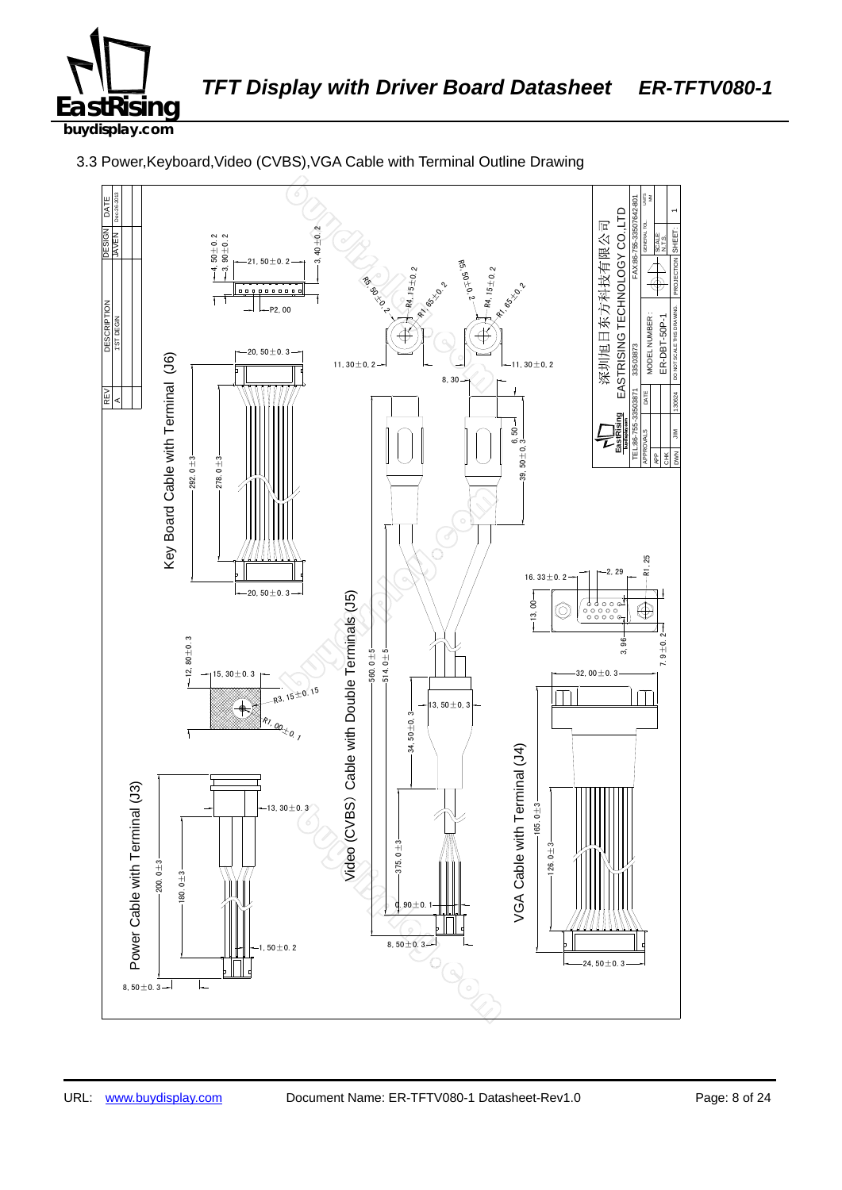3.3 Power,Keyboard,Video (CVBS),VGA Cable with Terminal Outline Drawing

| REV | DESCRIPTION | DESIGN | DATE |
| --- | --- | --- | --- |
| A | 1'ST DEGIN | JAVEN | Dec-26-2013 |

Key Board Cable with Terminal (J6)

4.50±0.2
3.90±0.2
21.50±0.2
3.40±0.2
P2.00
20.50±0.3
292.0±3
278.0±3
20.50±0.3

Video (CVBS) Cable with Double Terminals (J5)

R5.50±0.2
R4.15±0.2
R1.65±0.2
11.30±0.2
8.30
6.50
39.50±0.3
560.0±5
514.0±5
13.50±0.3
34.50±0.3
375.0±3
0.90±0.1
8.50±0.3

VGA Cable with Terminal (J4)

16.33±0.2
2.29
R1.25
13.00
3.96
7.9±0.2
32.00±0.3
165.0±3
126.0±3
24.50±0.3

Power Cable with Terminal (J3)

12.80±0.3
15.30±0.3
R3.15±0.15
R1.00±0.1
13.30±0.3
200.0±3
180.0±3
1.50±0.2
8.50±0.3

深圳旭日东方科技有限公司
EASTRISING TECHNOLOGY CO.,LTD

TEL:86-755-33503871 | FAX:86-755-33507642-801

| APPROVALS | DATE | MODEL NUMBER : | GENERAL TOL | UNITS mm |
| --- | --- | --- | --- | --- |
| APP | | ER-DBT-50P-1 | SCALE N.T.S | |
| CHK | | | | |
| DWN | JIM | 130624 | DO NOT SCALE THIS DRAWING | PROJECTION | SHEET: 1 |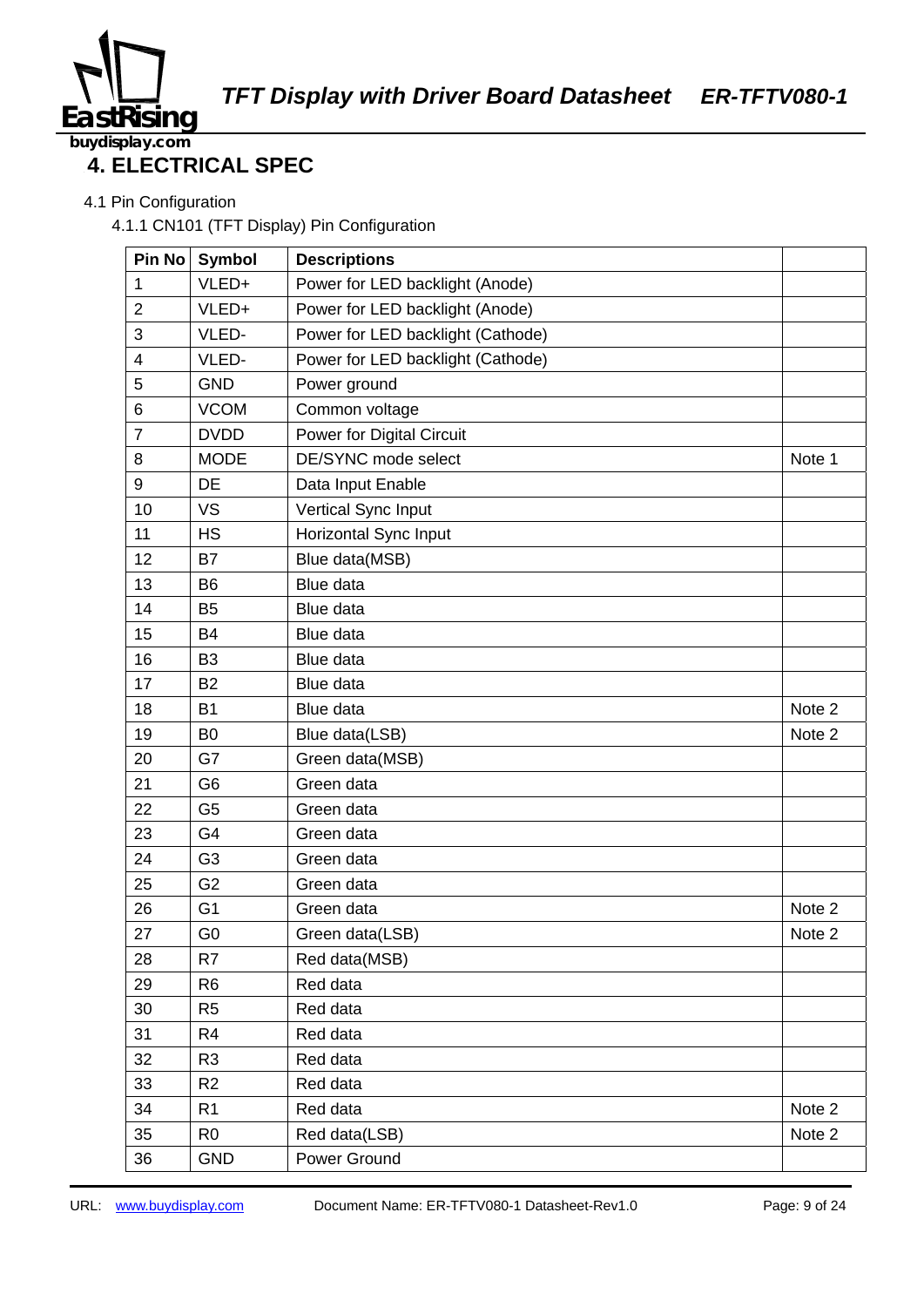## 4. ELECTRICAL SPEC

### 4.1 Pin Configuration

#### 4.1.1 CN101 (TFT Display) Pin Configuration

| Pin No | Symbol | Descriptions | |
|---|---|---|---|
| 1 | VLED+ | Power for LED backlight (Anode) | |
| 2 | VLED+ | Power for LED backlight (Anode) | |
| 3 | VLED- | Power for LED backlight (Cathode) | |
| 4 | VLED- | Power for LED backlight (Cathode) | |
| 5 | GND | Power ground | |
| 6 | VCOM | Common voltage | |
| 7 | DVDD | Power for Digital Circuit | |
| 8 | MODE | DE/SYNC mode select | Note 1 |
| 9 | DE | Data Input Enable | |
| 10 | VS | Vertical Sync Input | |
| 11 | HS | Horizontal Sync Input | |
| 12 | B7 | Blue data(MSB) | |
| 13 | B6 | Blue data | |
| 14 | B5 | Blue data | |
| 15 | B4 | Blue data | |
| 16 | B3 | Blue data | |
| 17 | B2 | Blue data | |
| 18 | B1 | Blue data | Note 2 |
| 19 | B0 | Blue data(LSB) | Note 2 |
| 20 | G7 | Green data(MSB) | |
| 21 | G6 | Green data | |
| 22 | G5 | Green data | |
| 23 | G4 | Green data | |
| 24 | G3 | Green data | |
| 25 | G2 | Green data | |
| 26 | G1 | Green data | Note 2 |
| 27 | G0 | Green data(LSB) | Note 2 |
| 28 | R7 | Red data(MSB) | |
| 29 | R6 | Red data | |
| 30 | R5 | Red data | |
| 31 | R4 | Red data | |
| 32 | R3 | Red data | |
| 33 | R2 | Red data | |
| 34 | R1 | Red data | Note 2 |
| 35 | R0 | Red data(LSB) | Note 2 |
| 36 | GND | Power Ground | |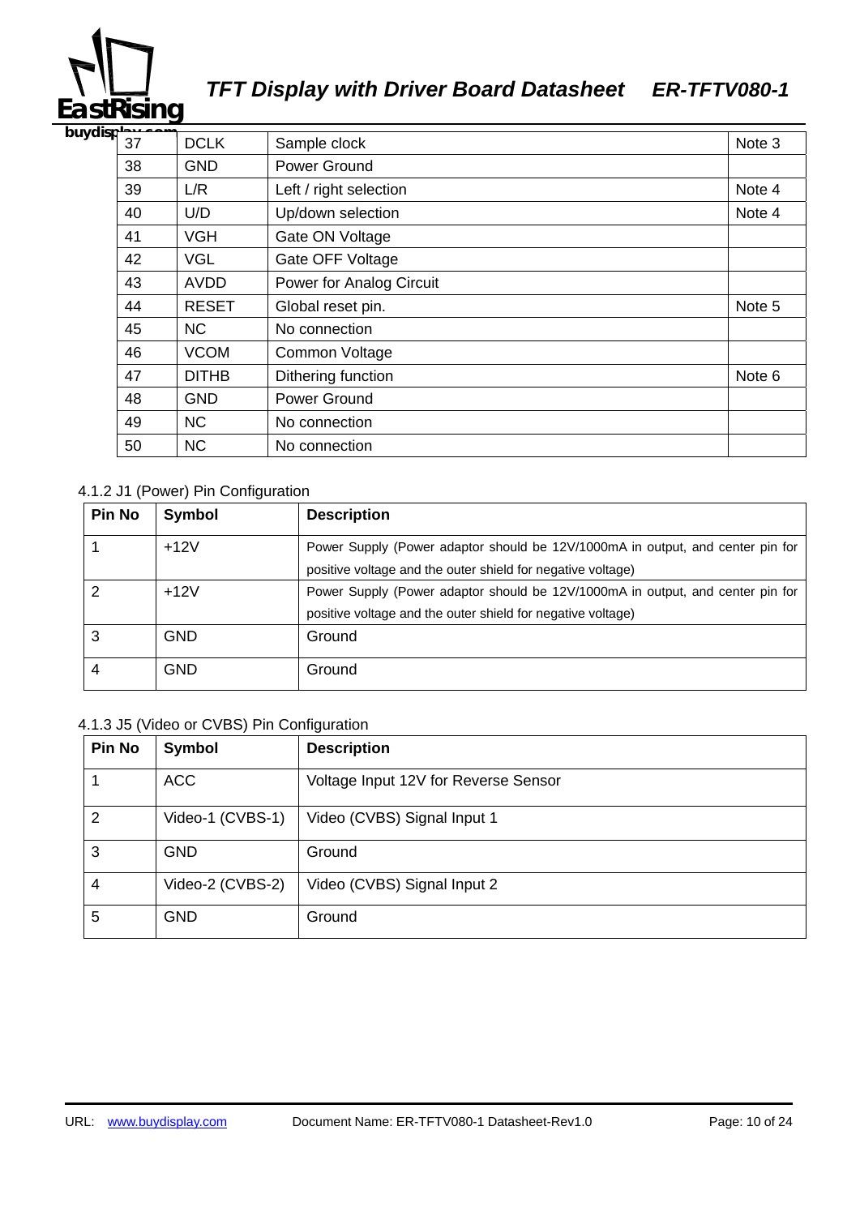| 37 | DCLK | Sample clock | Note 3 |
|---|---|---|---|
| 38 | GND | Power Ground | |
| 39 | L/R | Left / right selection | Note 4 |
| 40 | U/D | Up/down selection | Note 4 |
| 41 | VGH | Gate ON Voltage | |
| 42 | VGL | Gate OFF Voltage | |
| 43 | AVDD | Power for Analog Circuit | |
| 44 | RESET | Global reset pin. | Note 5 |
| 45 | NC | No connection | |
| 46 | VCOM | Common Voltage | |
| 47 | DITHB | Dithering function | Note 6 |
| 48 | GND | Power Ground | |
| 49 | NC | No connection | |
| 50 | NC | No connection | |

4.1.2 J1 (Power) Pin Configuration

| Pin No | Symbol | Description |
|---|---|---|
| 1 | +12V | Power Supply (Power adaptor should be 12V/1000mA in output, and center pin for positive voltage and the outer shield for negative voltage) |
| 2 | +12V | Power Supply (Power adaptor should be 12V/1000mA in output, and center pin for positive voltage and the outer shield for negative voltage) |
| 3 | GND | Ground |
| 4 | GND | Ground |

4.1.3 J5 (Video or CVBS) Pin Configuration

| Pin No | Symbol | Description |
|---|---|---|
| 1 | ACC | Voltage Input 12V for Reverse Sensor |
| 2 | Video-1 (CVBS-1) | Video (CVBS) Signal Input 1 |
| 3 | GND | Ground |
| 4 | Video-2 (CVBS-2) | Video (CVBS) Signal Input 2 |
| 5 | GND | Ground |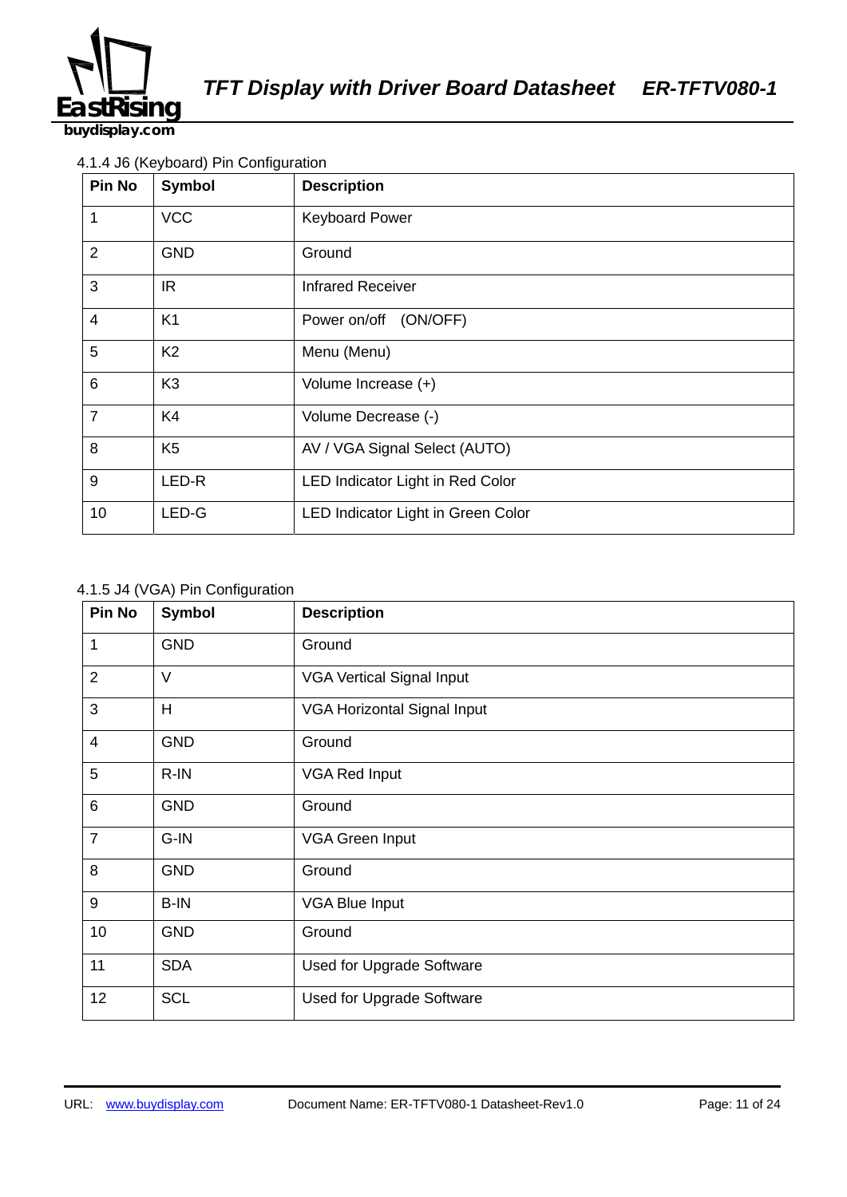4.1.4 J6 (Keyboard) Pin Configuration

| Pin No | Symbol | Description |
|---|---|---|
| 1 | VCC | Keyboard Power |
| 2 | GND | Ground |
| 3 | IR | Infrared Receiver |
| 4 | K1 | Power on/off (ON/OFF) |
| 5 | K2 | Menu (Menu) |
| 6 | K3 | Volume Increase (+) |
| 7 | K4 | Volume Decrease (-) |
| 8 | K5 | AV / VGA Signal Select (AUTO) |
| 9 | LED-R | LED Indicator Light in Red Color |
| 10 | LED-G | LED Indicator Light in Green Color |

4.1.5 J4 (VGA) Pin Configuration

| Pin No | Symbol | Description |
|---|---|---|
| 1 | GND | Ground |
| 2 | V | VGA Vertical Signal Input |
| 3 | H | VGA Horizontal Signal Input |
| 4 | GND | Ground |
| 5 | R-IN | VGA Red Input |
| 6 | GND | Ground |
| 7 | G-IN | VGA Green Input |
| 8 | GND | Ground |
| 9 | B-IN | VGA Blue Input |
| 10 | GND | Ground |
| 11 | SDA | Used for Upgrade Software |
| 12 | SCL | Used for Upgrade Software |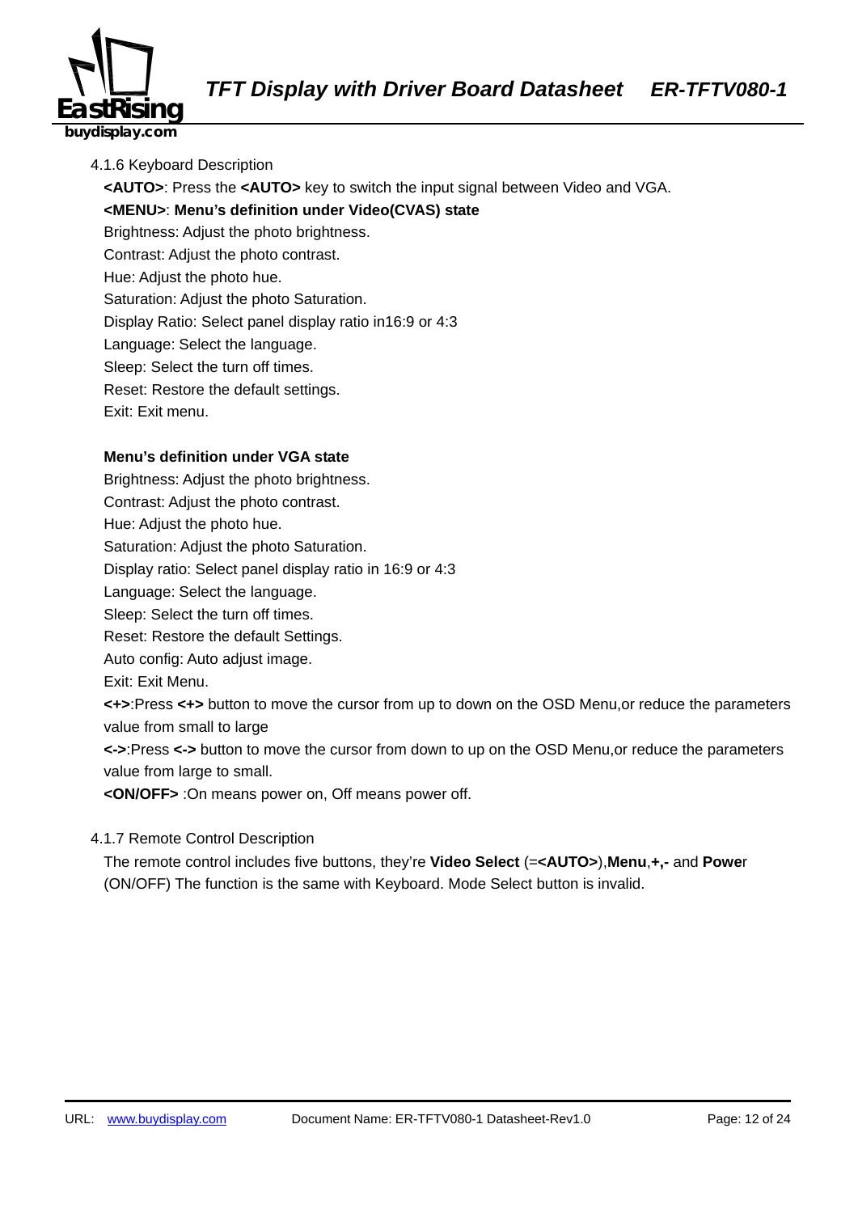### 4.1.6 Keyboard Description

**<AUTO>**: Press the **<AUTO>** key to switch the input signal between Video and VGA.

**<MENU>**: **Menu's definition under Video(CVAS) state**

Brightness: Adjust the photo brightness.

Contrast: Adjust the photo contrast.

Hue: Adjust the photo hue.

Saturation: Adjust the photo Saturation.

Display Ratio: Select panel display ratio in16:9 or 4:3

Language: Select the language.

Sleep: Select the turn off times.

Reset: Restore the default settings.

Exit: Exit menu.

**Menu's definition under VGA state**

Brightness: Adjust the photo brightness.

Contrast: Adjust the photo contrast.

Hue: Adjust the photo hue.

Saturation: Adjust the photo Saturation.

Display ratio: Select panel display ratio in 16:9 or 4:3

Language: Select the language.

Sleep: Select the turn off times.

Reset: Restore the default Settings.

Auto config: Auto adjust image.

Exit: Exit Menu.

**<+>**:Press **<+>** button to move the cursor from up to down on the OSD Menu,or reduce the parameters value from small to large

**<->**:Press **<->** button to move the cursor from down to up on the OSD Menu,or reduce the parameters value from large to small.

**<ON/OFF>** :On means power on, Off means power off.

### 4.1.7 Remote Control Description

The remote control includes five buttons, they're **Video Select** (=**<AUTO>**),**Menu**,**+,-** and **Powe**r (ON/OFF) The function is the same with Keyboard. Mode Select button is invalid.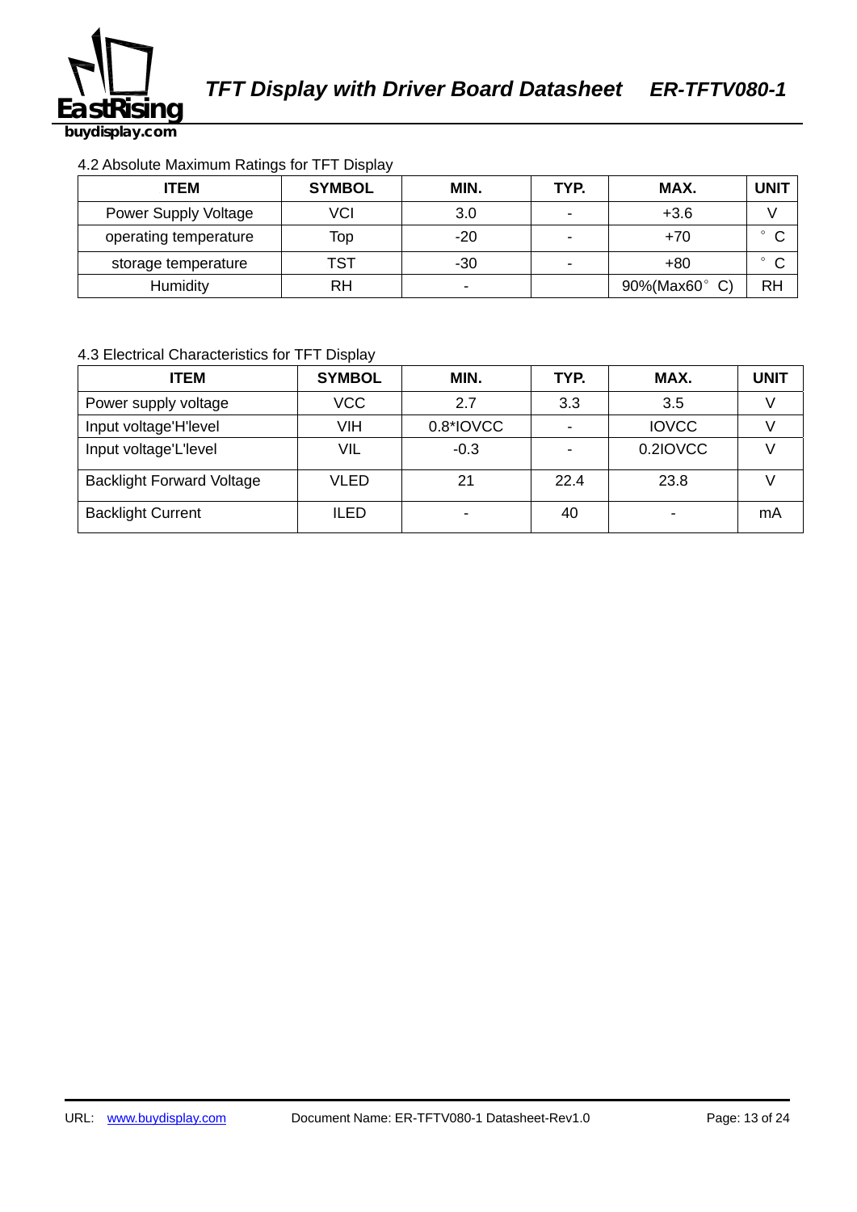4.2 Absolute Maximum Ratings for TFT Display

| ITEM | SYMBOL | MIN. | TYP. | MAX. | UNIT |
|---|---|---|---|---|---|
| Power Supply Voltage | VCI | 3.0 | - | +3.6 | V |
| operating temperature | Top | -20 | - | +70 | ° C |
| storage temperature | TST | -30 | - | +80 | ° C |
| Humidity | RH | - | | 90%(Max60° C) | RH |

4.3 Electrical Characteristics for TFT Display

| ITEM | SYMBOL | MIN. | TYP. | MAX. | UNIT |
|---|---|---|---|---|---|
| Power supply voltage | VCC | 2.7 | 3.3 | 3.5 | V |
| Input voltage'H'level | VIH | 0.8*IOVCC | - | IOVCC | V |
| Input voltage'L'level | VIL | -0.3 | - | 0.2IOVCC | V |
| Backlight Forward Voltage | VLED | 21 | 22.4 | 23.8 | V |
| Backlight Current | ILED | - | 40 | - | mA |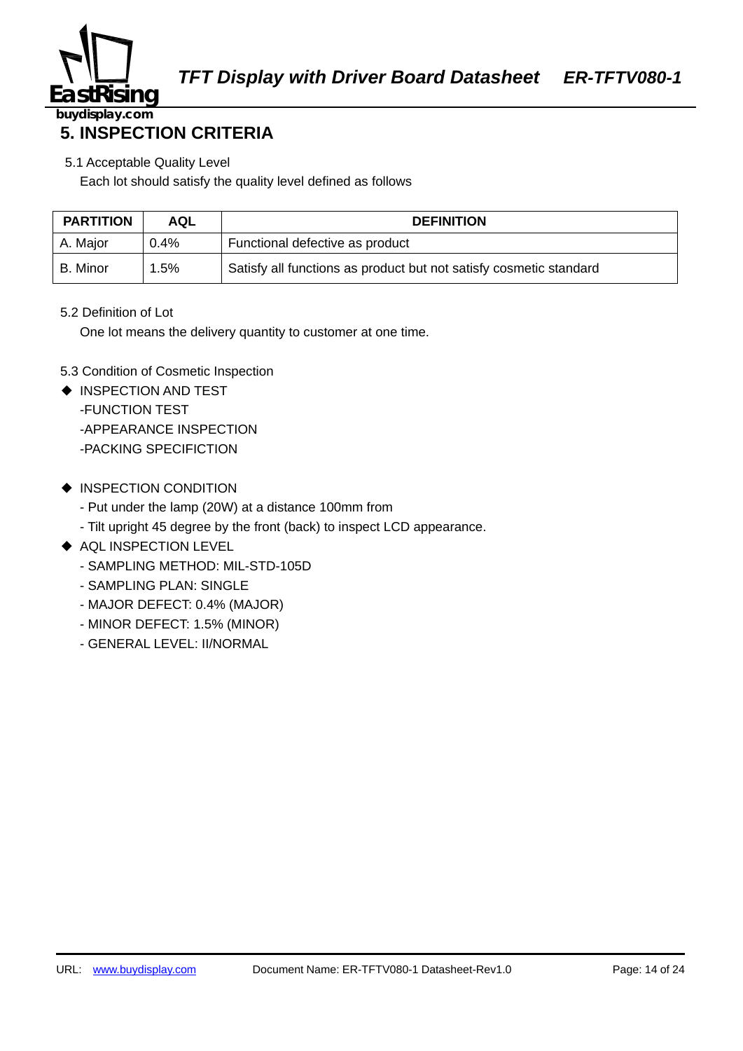## 5. INSPECTION CRITERIA

5.1 Acceptable Quality Level

Each lot should satisfy the quality level defined as follows

| PARTITION | AQL | DEFINITION |
|---|---|---|
| A. Major | 0.4% | Functional defective as product |
| B. Minor | 1.5% | Satisfy all functions as product but not satisfy cosmetic standard |

5.2 Definition of Lot

One lot means the delivery quantity to customer at one time.

5.3 Condition of Cosmetic Inspection

- INSPECTION AND TEST
  - -FUNCTION TEST
  - -APPEARANCE INSPECTION
  - -PACKING SPECIFICTION
- INSPECTION CONDITION
  - - Put under the lamp (20W) at a distance 100mm from
  - - Tilt upright 45 degree by the front (back) to inspect LCD appearance.
- AQL INSPECTION LEVEL
  - - SAMPLING METHOD: MIL-STD-105D
  - - SAMPLING PLAN: SINGLE
  - - MAJOR DEFECT: 0.4% (MAJOR)
  - - MINOR DEFECT: 1.5% (MINOR)
  - - GENERAL LEVEL: II/NORMAL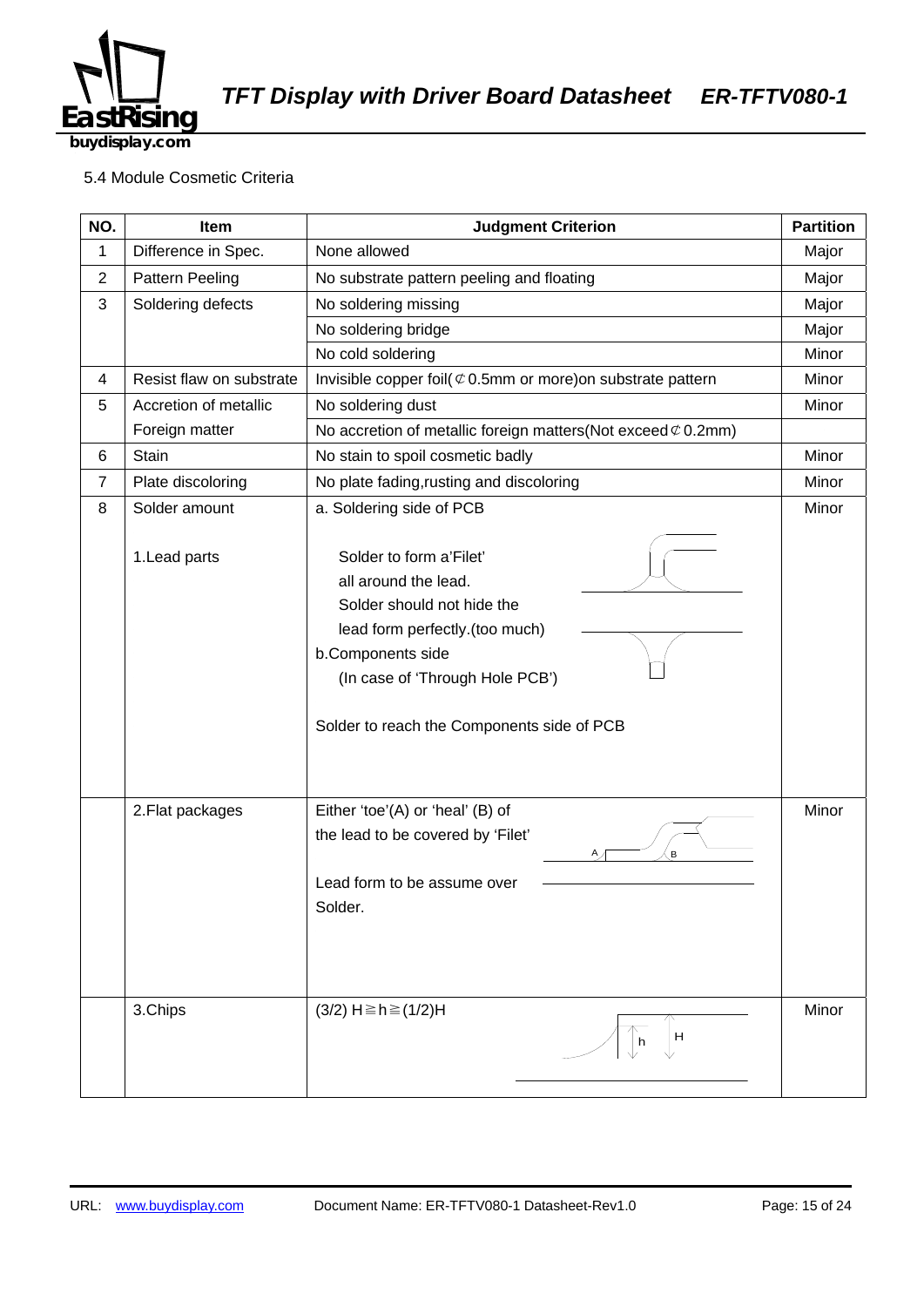5.4 Module Cosmetic Criteria

| NO. | Item | Judgment Criterion | Partition |
|---|---|---|---|
| 1 | Difference in Spec. | None allowed | Major |
| 2 | Pattern Peeling | No substrate pattern peeling and floating | Major |
| 3 | Soldering defects | No soldering missing | Major |
| | | No soldering bridge | Major |
| | | No cold soldering | Minor |
| 4 | Resist flaw on substrate | Invisible copper foil(⊄0.5mm or more)on substrate pattern | Minor |
| 5 | Accretion of metallic Foreign matter | No soldering dust | Minor |
| | | No accretion of metallic foreign matters(Not exceed⊄0.2mm) | |
| 6 | Stain | No stain to spoil cosmetic badly | Minor |
| 7 | Plate discoloring | No plate fading,rusting and discoloring | Minor |
| 8 | Solder amount<br><br>1.Lead parts | a. Soldering side of PCB<br><br>Solder to form a'Filet' all around the lead.<br>Solder should not hide the lead form perfectly.(too much)<br>b.Components side<br>(In case of 'Through Hole PCB')<br><br>Solder to reach the Components side of PCB | Minor |
| | 2.Flat packages | Either 'toe'(A) or 'heal' (B) of the lead to be covered by 'Filet'<br><br>Lead form to be assume over Solder. | Minor |
| | 3.Chips | (3/2) H≧h≧(1/2)H | Minor |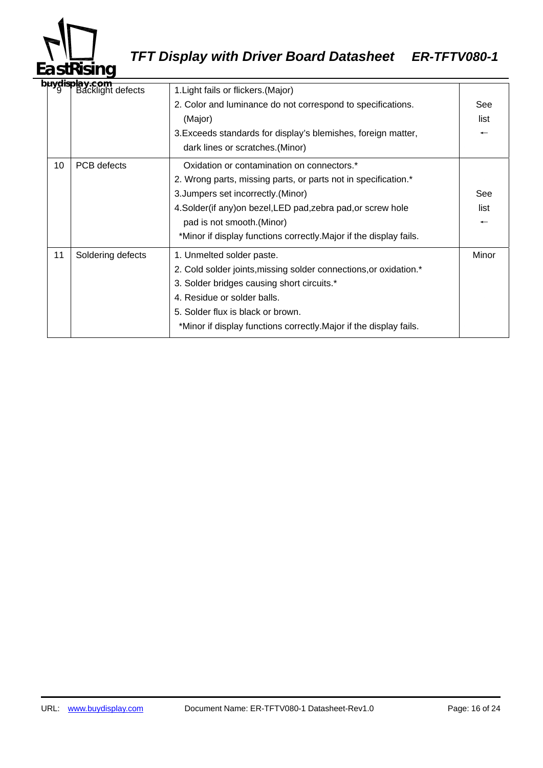| 9 | Backlight defects | 1.Light fails or flickers.(Major)<br>2. Color and luminance do not correspond to specifications. (Major)<br>3.Exceeds standards for display's blemishes, foreign matter, dark lines or scratches.(Minor) | See list ← |
|---|---|---|---|
| 10 | PCB defects | Oxidation or contamination on connectors.*<br>2. Wrong parts, missing parts, or parts not in specification.*<br>3.Jumpers set incorrectly.(Minor)<br>4.Solder(if any)on bezel,LED pad,zebra pad,or screw hole pad is not smooth.(Minor)<br>*Minor if display functions correctly.Major if the display fails. | See list ← |
| 11 | Soldering defects | 1. Unmelted solder paste.<br>2. Cold solder joints,missing solder connections,or oxidation.*<br>3. Solder bridges causing short circuits.*<br>4. Residue or solder balls.<br>5. Solder flux is black or brown.<br>*Minor if display functions correctly.Major if the display fails. | Minor |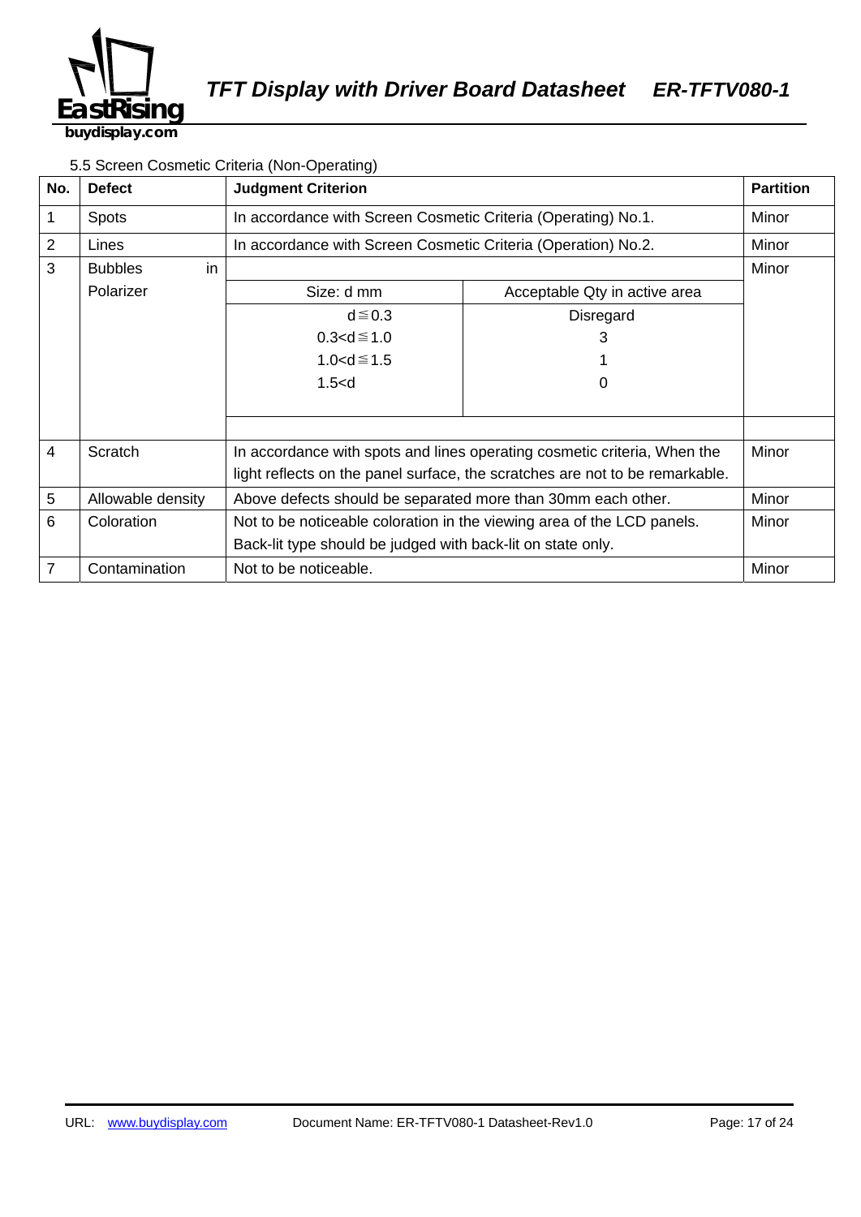5.5 Screen Cosmetic Criteria (Non-Operating)

| No. | Defect | Judgment Criterion | | Partition |
|---|---|---|---|---|
| 1 | Spots | In accordance with Screen Cosmetic Criteria (Operating) No.1. | | Minor |
| 2 | Lines | In accordance with Screen Cosmetic Criteria (Operation) No.2. | | Minor |
| 3 | Bubbles in Polarizer | Size: d mm | Acceptable Qty in active area | Minor |
| | | d≦0.3 | Disregard | |
| | | 0.3<d≦1.0 | 3 | |
| | | 1.0<d≦1.5 | 1 | |
| | | 1.5<d | 0 | |
| 4 | Scratch | In accordance with spots and lines operating cosmetic criteria, When the light reflects on the panel surface, the scratches are not to be remarkable. | | Minor |
| 5 | Allowable density | Above defects should be separated more than 30mm each other. | | Minor |
| 6 | Coloration | Not to be noticeable coloration in the viewing area of the LCD panels. Back-lit type should be judged with back-lit on state only. | | Minor |
| 7 | Contamination | Not to be noticeable. | | Minor |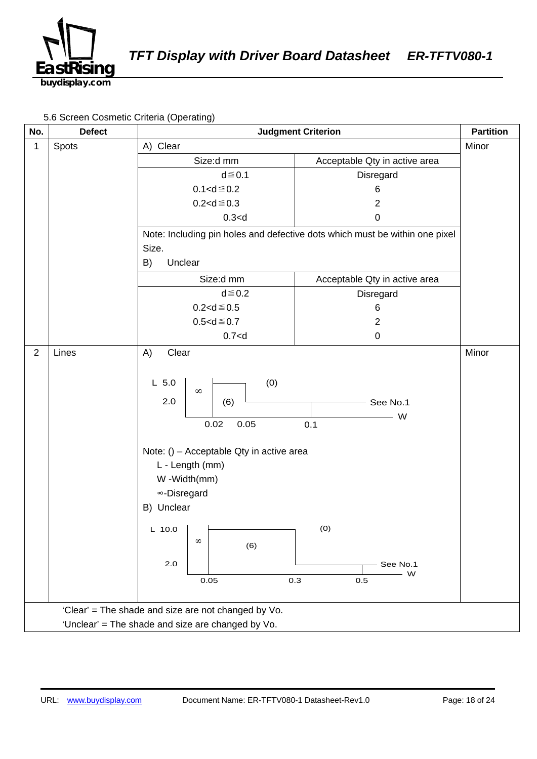5.6 Screen Cosmetic Criteria (Operating)

| No. | Defect | Judgment Criterion | Partition |
|---|---|---|---|
| 1 | Spots | A) Clear | Minor |
| | | Size:d mm / Acceptable Qty in active area | |
| | | d≦0.1 / Disregard | |
| | | 0.1<d≦0.2 / 6 | |
| | | 0.2<d≦0.3 / 2 | |
| | | 0.3<d / 0 | |
| | | Note: Including pin holes and defective dots which must be within one pixel Size. | |
| | | B) Unclear | |
| | | Size:d mm / Acceptable Qty in active area | |
| | | d≦0.2 / Disregard | |
| | | 0.2<d≦0.5 / 6 | |
| | | 0.5<d≦0.7 / 2 | |
| | | 0.7<d / 0 | |
| 2 | Lines | A) Clear | Minor |
| | | L 5.0, 2.0; W 0.02, 0.05, 0.1; ∞, (6), (0), See No.1 | |
| | | Note: () – Acceptable Qty in active area | |
| | | L - Length (mm) | |
| | | W -Width(mm) | |
| | | ∞-Disregard | |
| | | B) Unclear | |
| | | L 10.0, 2.0; W 0.05, 0.3, 0.5; ∞, (6), (0), See No.1 | |

'Clear' = The shade and size are not changed by Vo.

'Unclear' = The shade and size are changed by Vo.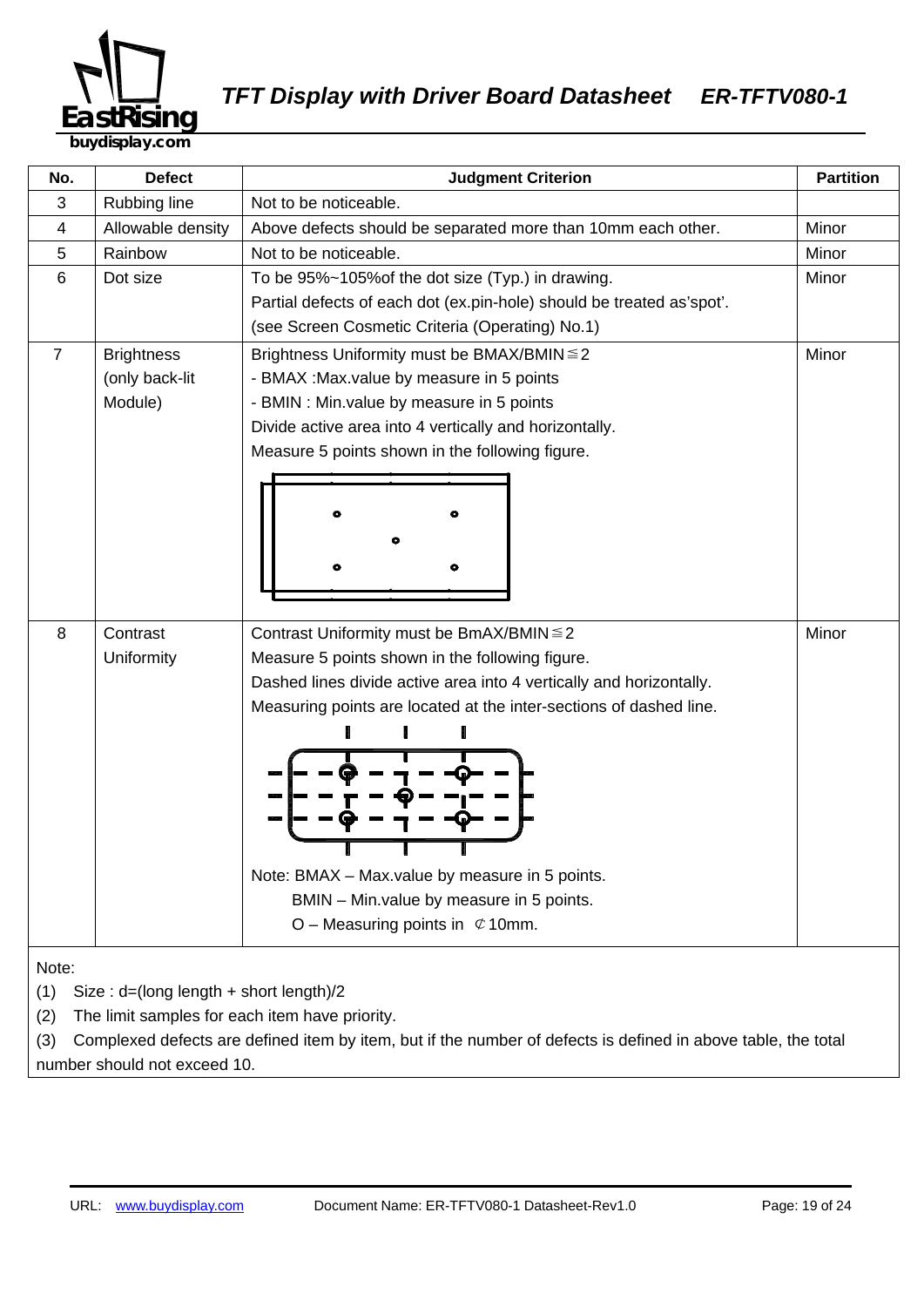| No. | Defect | Judgment Criterion | Partition |
|---|---|---|---|
| 3 | Rubbing line | Not to be noticeable. | |
| 4 | Allowable density | Above defects should be separated more than 10mm each other. | Minor |
| 5 | Rainbow | Not to be noticeable. | Minor |
| 6 | Dot size | To be 95%~105%of the dot size (Typ.) in drawing.<br>Partial defects of each dot (ex.pin-hole) should be treated as'spot'.<br>(see Screen Cosmetic Criteria (Operating) No.1) | Minor |
| 7 | Brightness (only back-lit Module) | Brightness Uniformity must be BMAX/BMIN≦2<br>- BMAX :Max.value by measure in 5 points<br>- BMIN : Min.value by measure in 5 points<br>Divide active area into 4 vertically and horizontally.<br>Measure 5 points shown in the following figure. | Minor |
| 8 | Contrast Uniformity | Contrast Uniformity must be BmAX/BMIN≦2<br>Measure 5 points shown in the following figure.<br>Dashed lines divide active area into 4 vertically and horizontally.<br>Measuring points are located at the inter-sections of dashed line.<br>Note: BMAX – Max.value by measure in 5 points.<br>BMIN – Min.value by measure in 5 points.<br>O – Measuring points in ⊄10mm. | Minor |

Note:

(1) Size : d=(long length + short length)/2

(2) The limit samples for each item have priority.

(3) Complexed defects are defined item by item, but if the number of defects is defined in above table, the total number should not exceed 10.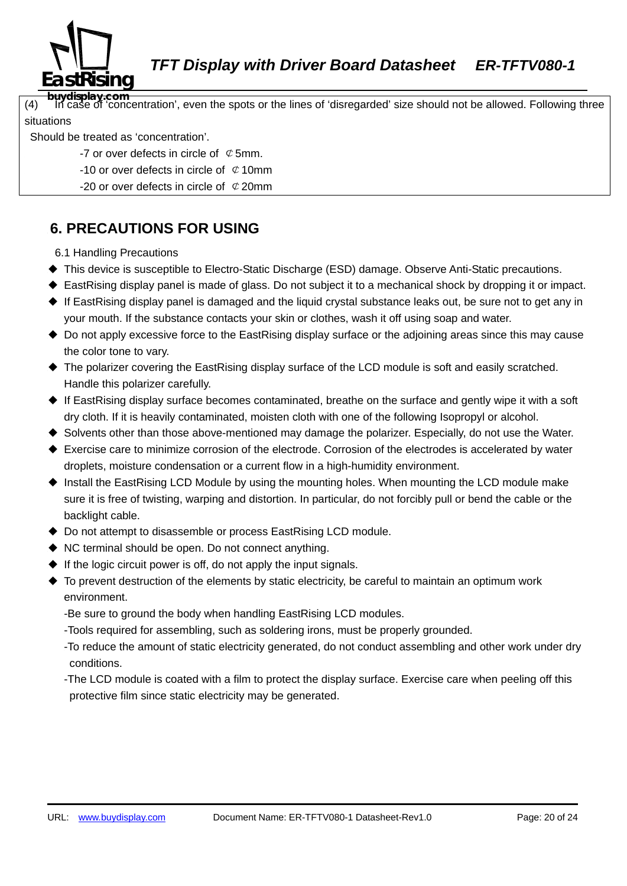(4) In case of 'concentration', even the spots or the lines of 'disregarded' size should not be allowed. Following three situations

Should be treated as 'concentration'.

-7 or over defects in circle of ⊄5mm.

-10 or over defects in circle of ⊄10mm

-20 or over defects in circle of ⊄20mm

## 6. PRECAUTIONS FOR USING

6.1 Handling Precautions

- This device is susceptible to Electro-Static Discharge (ESD) damage. Observe Anti-Static precautions.
- EastRising display panel is made of glass. Do not subject it to a mechanical shock by dropping it or impact.
- If EastRising display panel is damaged and the liquid crystal substance leaks out, be sure not to get any in your mouth. If the substance contacts your skin or clothes, wash it off using soap and water.
- Do not apply excessive force to the EastRising display surface or the adjoining areas since this may cause the color tone to vary.
- The polarizer covering the EastRising display surface of the LCD module is soft and easily scratched. Handle this polarizer carefully.
- If EastRising display surface becomes contaminated, breathe on the surface and gently wipe it with a soft dry cloth. If it is heavily contaminated, moisten cloth with one of the following Isopropyl or alcohol.
- Solvents other than those above-mentioned may damage the polarizer. Especially, do not use the Water.
- Exercise care to minimize corrosion of the electrode. Corrosion of the electrodes is accelerated by water droplets, moisture condensation or a current flow in a high-humidity environment.
- Install the EastRising LCD Module by using the mounting holes. When mounting the LCD module make sure it is free of twisting, warping and distortion. In particular, do not forcibly pull or bend the cable or the backlight cable.
- Do not attempt to disassemble or process EastRising LCD module.
- NC terminal should be open. Do not connect anything.
- If the logic circuit power is off, do not apply the input signals.
- To prevent destruction of the elements by static electricity, be careful to maintain an optimum work environment.

  -Be sure to ground the body when handling EastRising LCD modules.

  -Tools required for assembling, such as soldering irons, must be properly grounded.

  -To reduce the amount of static electricity generated, do not conduct assembling and other work under dry conditions.

  -The LCD module is coated with a film to protect the display surface. Exercise care when peeling off this protective film since static electricity may be generated.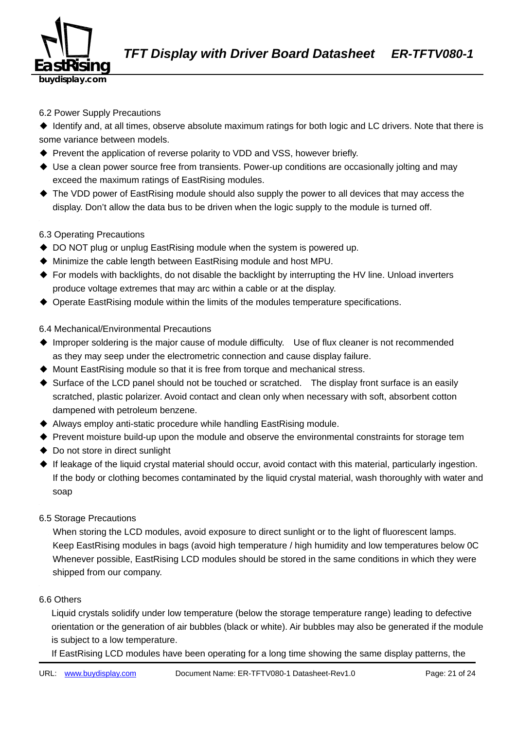6.2 Power Supply Precautions

- Identify and, at all times, observe absolute maximum ratings for both logic and LC drivers. Note that there is some variance between models.
- Prevent the application of reverse polarity to VDD and VSS, however briefly.
- Use a clean power source free from transients. Power-up conditions are occasionally jolting and may exceed the maximum ratings of EastRising modules.
- The VDD power of EastRising module should also supply the power to all devices that may access the display. Don't allow the data bus to be driven when the logic supply to the module is turned off.

6.3 Operating Precautions

- DO NOT plug or unplug EastRising module when the system is powered up.
- Minimize the cable length between EastRising module and host MPU.
- For models with backlights, do not disable the backlight by interrupting the HV line. Unload inverters produce voltage extremes that may arc within a cable or at the display.
- Operate EastRising module within the limits of the modules temperature specifications.

6.4 Mechanical/Environmental Precautions

- Improper soldering is the major cause of module difficulty. Use of flux cleaner is not recommended as they may seep under the electrometric connection and cause display failure.
- Mount EastRising module so that it is free from torque and mechanical stress.
- Surface of the LCD panel should not be touched or scratched. The display front surface is an easily scratched, plastic polarizer. Avoid contact and clean only when necessary with soft, absorbent cotton dampened with petroleum benzene.
- Always employ anti-static procedure while handling EastRising module.
- Prevent moisture build-up upon the module and observe the environmental constraints for storage tem
- Do not store in direct sunlight
- If leakage of the liquid crystal material should occur, avoid contact with this material, particularly ingestion. If the body or clothing becomes contaminated by the liquid crystal material, wash thoroughly with water and soap

6.5 Storage Precautions

When storing the LCD modules, avoid exposure to direct sunlight or to the light of fluorescent lamps. Keep EastRising modules in bags (avoid high temperature / high humidity and low temperatures below 0C Whenever possible, EastRising LCD modules should be stored in the same conditions in which they were shipped from our company.

6.6 Others

Liquid crystals solidify under low temperature (below the storage temperature range) leading to defective orientation or the generation of air bubbles (black or white). Air bubbles may also be generated if the module is subject to a low temperature.

If EastRising LCD modules have been operating for a long time showing the same display patterns, the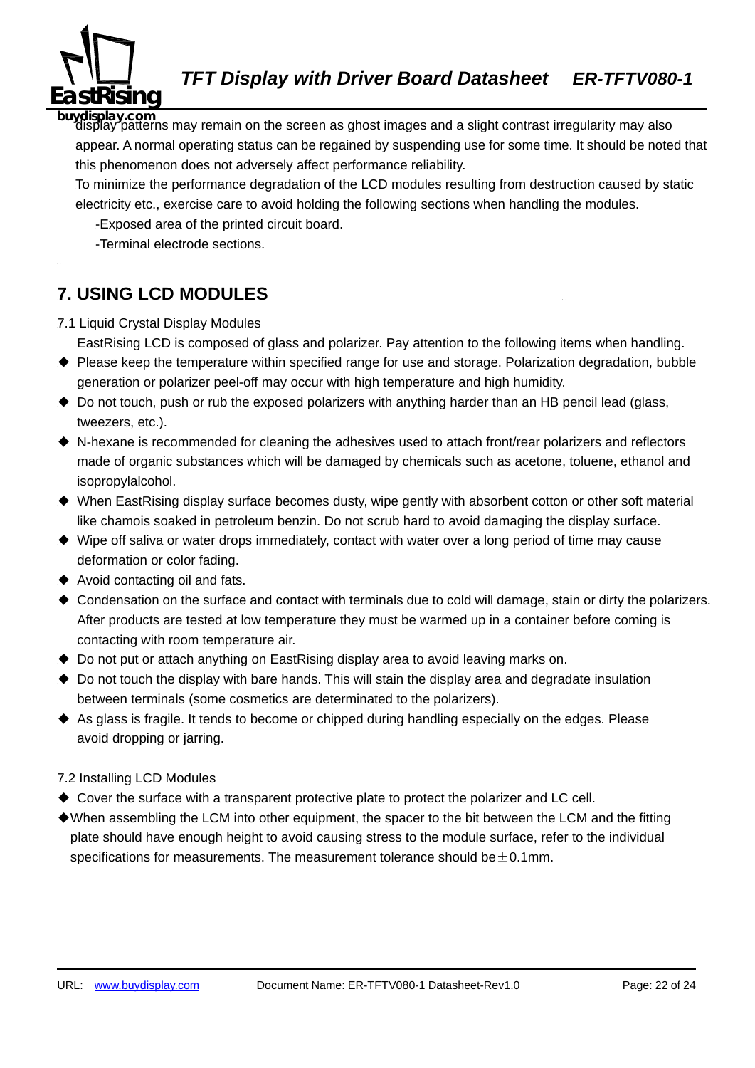display patterns may remain on the screen as ghost images and a slight contrast irregularity may also appear. A normal operating status can be regained by suspending use for some time. It should be noted that this phenomenon does not adversely affect performance reliability.

To minimize the performance degradation of the LCD modules resulting from destruction caused by static electricity etc., exercise care to avoid holding the following sections when handling the modules.

-Exposed area of the printed circuit board.

-Terminal electrode sections.

## 7. USING LCD MODULES

7.1 Liquid Crystal Display Modules

EastRising LCD is composed of glass and polarizer. Pay attention to the following items when handling.

- Please keep the temperature within specified range for use and storage. Polarization degradation, bubble generation or polarizer peel-off may occur with high temperature and high humidity.
- Do not touch, push or rub the exposed polarizers with anything harder than an HB pencil lead (glass, tweezers, etc.).
- N-hexane is recommended for cleaning the adhesives used to attach front/rear polarizers and reflectors made of organic substances which will be damaged by chemicals such as acetone, toluene, ethanol and isopropylalcohol.
- When EastRising display surface becomes dusty, wipe gently with absorbent cotton or other soft material like chamois soaked in petroleum benzin. Do not scrub hard to avoid damaging the display surface.
- Wipe off saliva or water drops immediately, contact with water over a long period of time may cause deformation or color fading.
- Avoid contacting oil and fats.
- Condensation on the surface and contact with terminals due to cold will damage, stain or dirty the polarizers. After products are tested at low temperature they must be warmed up in a container before coming is contacting with room temperature air.
- Do not put or attach anything on EastRising display area to avoid leaving marks on.
- Do not touch the display with bare hands. This will stain the display area and degradate insulation between terminals (some cosmetics are determinated to the polarizers).
- As glass is fragile. It tends to become or chipped during handling especially on the edges. Please avoid dropping or jarring.

7.2 Installing LCD Modules

- Cover the surface with a transparent protective plate to protect the polarizer and LC cell.
- When assembling the LCM into other equipment, the spacer to the bit between the LCM and the fitting plate should have enough height to avoid causing stress to the module surface, refer to the individual specifications for measurements. The measurement tolerance should be ±0.1mm.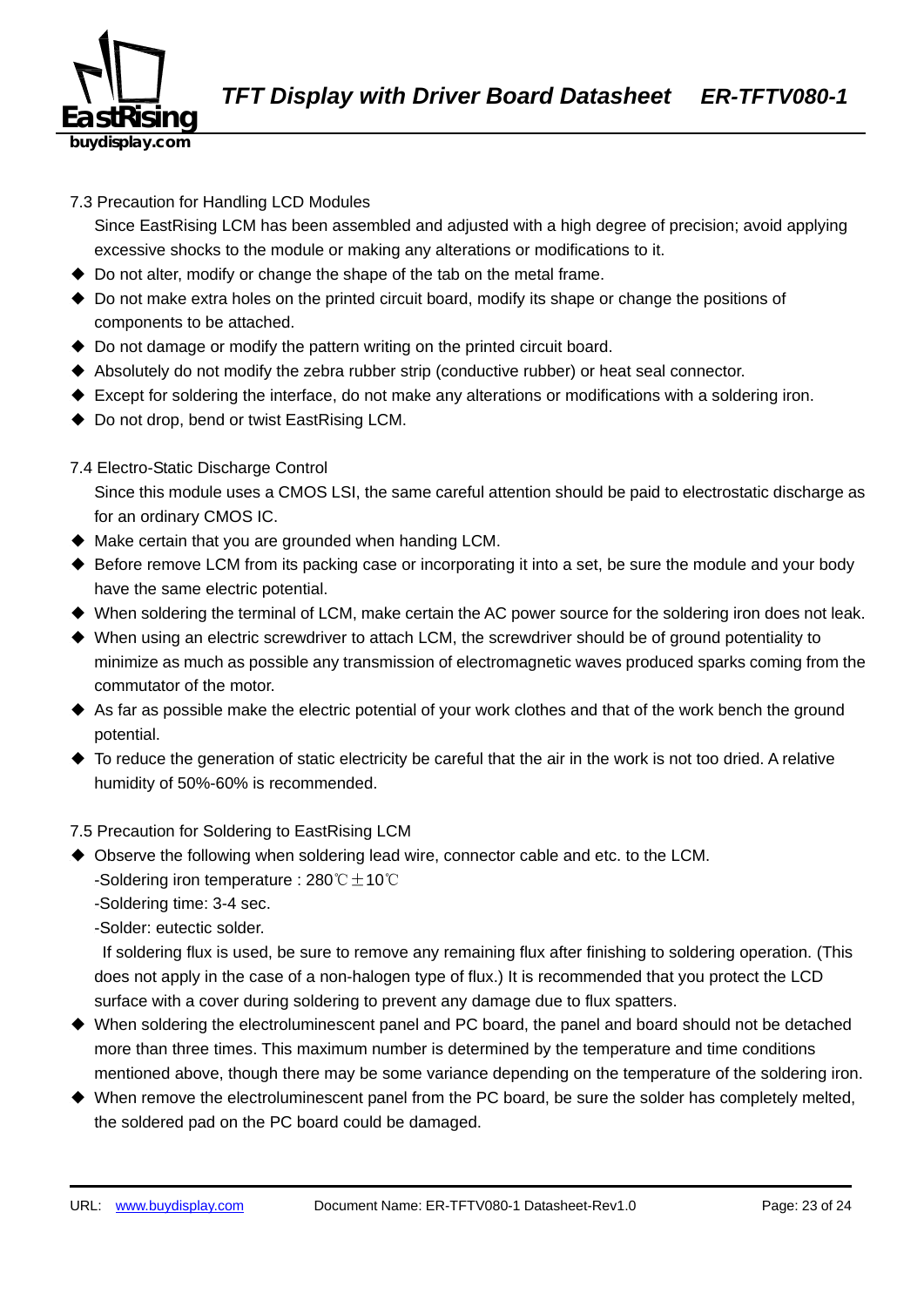### 7.3 Precaution for Handling LCD Modules

Since EastRising LCM has been assembled and adjusted with a high degree of precision; avoid applying excessive shocks to the module or making any alterations or modifications to it.

- Do not alter, modify or change the shape of the tab on the metal frame.
- Do not make extra holes on the printed circuit board, modify its shape or change the positions of components to be attached.
- Do not damage or modify the pattern writing on the printed circuit board.
- Absolutely do not modify the zebra rubber strip (conductive rubber) or heat seal connector.
- Except for soldering the interface, do not make any alterations or modifications with a soldering iron.
- Do not drop, bend or twist EastRising LCM.

### 7.4 Electro-Static Discharge Control

Since this module uses a CMOS LSI, the same careful attention should be paid to electrostatic discharge as for an ordinary CMOS IC.

- Make certain that you are grounded when handing LCM.
- Before remove LCM from its packing case or incorporating it into a set, be sure the module and your body have the same electric potential.
- When soldering the terminal of LCM, make certain the AC power source for the soldering iron does not leak.
- When using an electric screwdriver to attach LCM, the screwdriver should be of ground potentiality to minimize as much as possible any transmission of electromagnetic waves produced sparks coming from the commutator of the motor.
- As far as possible make the electric potential of your work clothes and that of the work bench the ground potential.
- To reduce the generation of static electricity be careful that the air in the work is not too dried. A relative humidity of 50%-60% is recommended.

### 7.5 Precaution for Soldering to EastRising LCM

- Observe the following when soldering lead wire, connector cable and etc. to the LCM.
  -Soldering iron temperature : 280℃±10℃
  -Soldering time: 3-4 sec.
  -Solder: eutectic solder.
  If soldering flux is used, be sure to remove any remaining flux after finishing to soldering operation. (This does not apply in the case of a non-halogen type of flux.) It is recommended that you protect the LCD surface with a cover during soldering to prevent any damage due to flux spatters.
- When soldering the electroluminescent panel and PC board, the panel and board should not be detached more than three times. This maximum number is determined by the temperature and time conditions mentioned above, though there may be some variance depending on the temperature of the soldering iron.
- When remove the electroluminescent panel from the PC board, be sure the solder has completely melted, the soldered pad on the PC board could be damaged.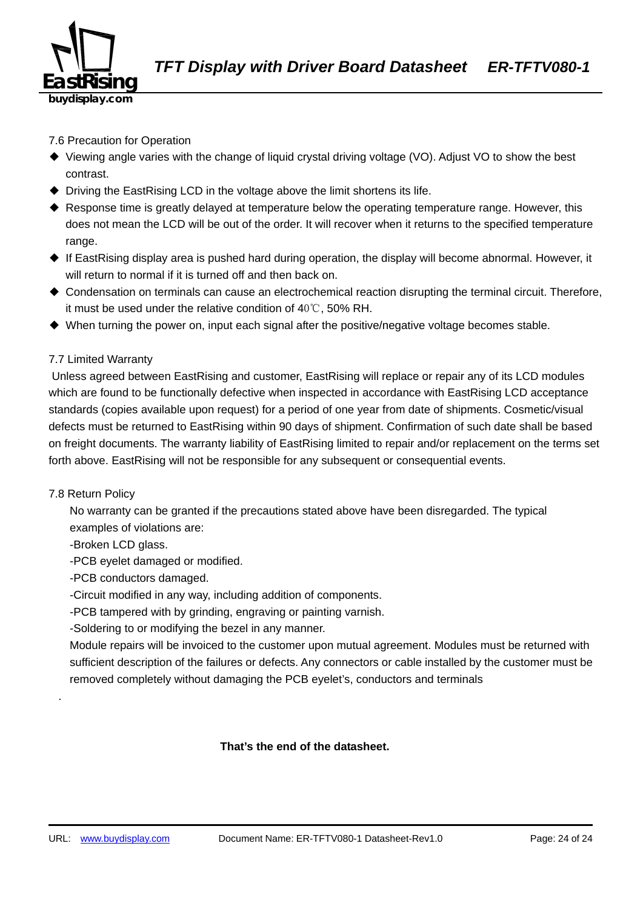7.6 Precaution for Operation

- Viewing angle varies with the change of liquid crystal driving voltage (VO). Adjust VO to show the best contrast.
- Driving the EastRising LCD in the voltage above the limit shortens its life.
- Response time is greatly delayed at temperature below the operating temperature range. However, this does not mean the LCD will be out of the order. It will recover when it returns to the specified temperature range.
- If EastRising display area is pushed hard during operation, the display will become abnormal. However, it will return to normal if it is turned off and then back on.
- Condensation on terminals can cause an electrochemical reaction disrupting the terminal circuit. Therefore, it must be used under the relative condition of 40℃, 50% RH.
- When turning the power on, input each signal after the positive/negative voltage becomes stable.

7.7 Limited Warranty

Unless agreed between EastRising and customer, EastRising will replace or repair any of its LCD modules which are found to be functionally defective when inspected in accordance with EastRising LCD acceptance standards (copies available upon request) for a period of one year from date of shipments. Cosmetic/visual defects must be returned to EastRising within 90 days of shipment. Confirmation of such date shall be based on freight documents. The warranty liability of EastRising limited to repair and/or replacement on the terms set forth above. EastRising will not be responsible for any subsequent or consequential events.

7.8 Return Policy

No warranty can be granted if the precautions stated above have been disregarded. The typical examples of violations are:

-Broken LCD glass.

-PCB eyelet damaged or modified.

-PCB conductors damaged.

-Circuit modified in any way, including addition of components.

-PCB tampered with by grinding, engraving or painting varnish.

-Soldering to or modifying the bezel in any manner.

Module repairs will be invoiced to the customer upon mutual agreement. Modules must be returned with sufficient description of the failures or defects. Any connectors or cable installed by the customer must be removed completely without damaging the PCB eyelet's, conductors and terminals

.

**That's the end of the datasheet.**